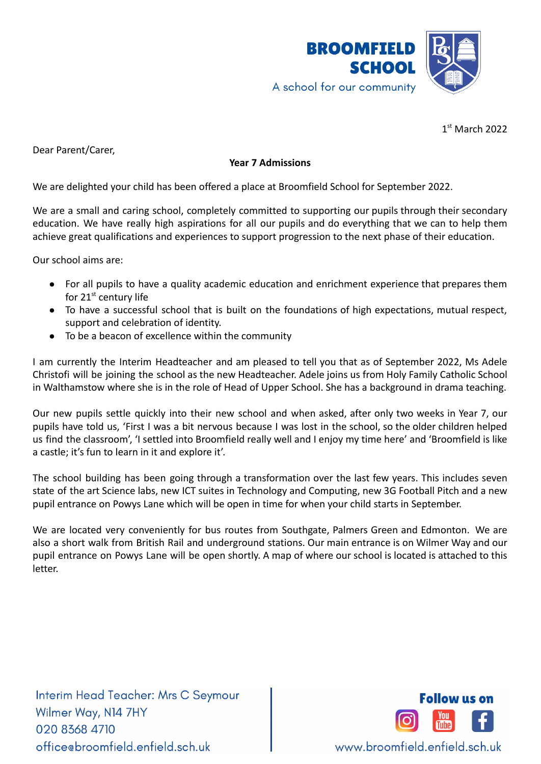**BROOMFIELD SCHOOL**

A school for our community

1st March 2022

Dear Parent/Carer,

**Year 7 Admissions**

We are delighted your child has been offered a place at Broomfield School for September 2022.

We are a small and caring school, completely committed to supporting our pupils through their secondary education. We have really high aspirations for all our pupils and do everything that we can to help them achieve great qualifications and experiences to support progression to the next phase of their education.

Our school aims are:

- For all pupils to have a quality academic education and enrichment experience that prepares them for 21st century life
- To have a successful school that is built on the foundations of high expectations, mutual respect, support and celebration of identity.
- To be a beacon of excellence within the community

I am currently the Interim Headteacher and am pleased to tell you that as of September 2022, Ms Adele Christofi will be joining the school as the new Headteacher. Adele joins us from Holy Family Catholic School in Walthamstow where she is in the role of Head of Upper School. She has a background in drama teaching.

Our new pupils settle quickly into their new school and when asked, after only two weeks in Year 7, our pupils have told us, 'First I was a bit nervous because I was lost in the school, so the older children helped us find the classroom', 'I settled into Broomfield really well and I enjoy my time here' and 'Broomfield is like a castle; it's fun to learn in it and explore it'.

The school building has been going through a transformation over the last few years. This includes seven state of the art Science labs, new ICT suites in Technology and Computing, new 3G Football Pitch and a new pupil entrance on Powys Lane which will be open in time for when your child starts in September.

We are located very conveniently for bus routes from Southgate, Palmers Green and Edmonton. We are also a short walk from British Rail and underground stations. Our main entrance is on Wilmer Way and our pupil entrance on Powys Lane will be open shortly. A map of where our school is located is attached to this letter.

Interim Head Teacher: Mrs C Seymour
Wilmer Way, N14 7HY
020 8368 4710
office@broomfield.enfield.sch.uk

Follow us on

www.broomfield.enfield.sch.uk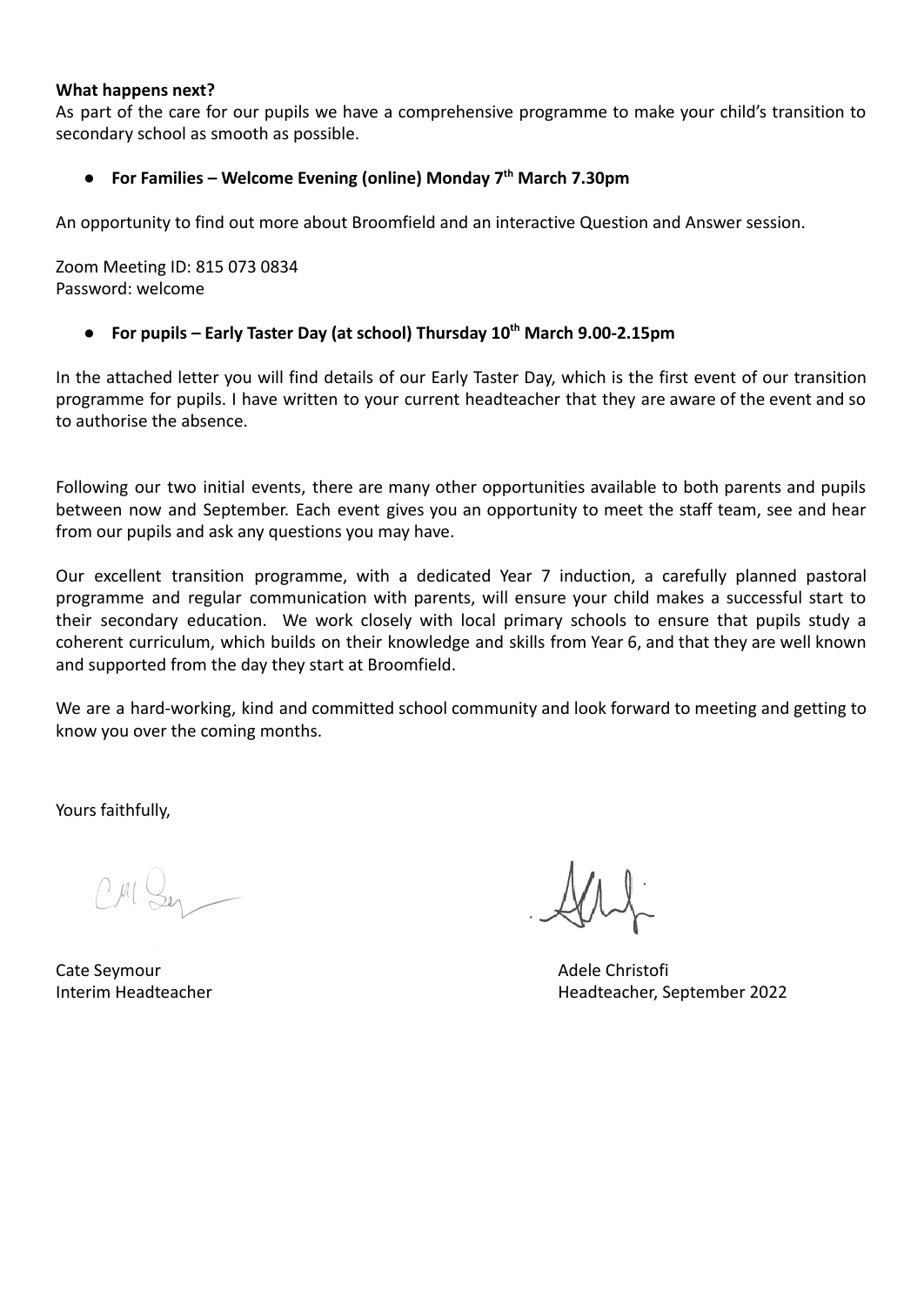**What happens next?**
As part of the care for our pupils we have a comprehensive programme to make your child's transition to secondary school as smooth as possible.

- **For Families – Welcome Evening (online) Monday 7th March 7.30pm**

An opportunity to find out more about Broomfield and an interactive Question and Answer session.

Zoom Meeting ID: 815 073 0834
Password: welcome

- **For pupils – Early Taster Day (at school) Thursday 10th March 9.00-2.15pm**

In the attached letter you will find details of our Early Taster Day, which is the first event of our transition programme for pupils. I have written to your current headteacher that they are aware of the event and so to authorise the absence.

Following our two initial events, there are many other opportunities available to both parents and pupils between now and September. Each event gives you an opportunity to meet the staff team, see and hear from our pupils and ask any questions you may have.

Our excellent transition programme, with a dedicated Year 7 induction, a carefully planned pastoral programme and regular communication with parents, will ensure your child makes a successful start to their secondary education. We work closely with local primary schools to ensure that pupils study a coherent curriculum, which builds on their knowledge and skills from Year 6, and that they are well known and supported from the day they start at Broomfield.

We are a hard-working, kind and committed school community and look forward to meeting and getting to know you over the coming months.

Yours faithfully,

Cate Seymour
Interim Headteacher

Adele Christofi
Headteacher, September 2022